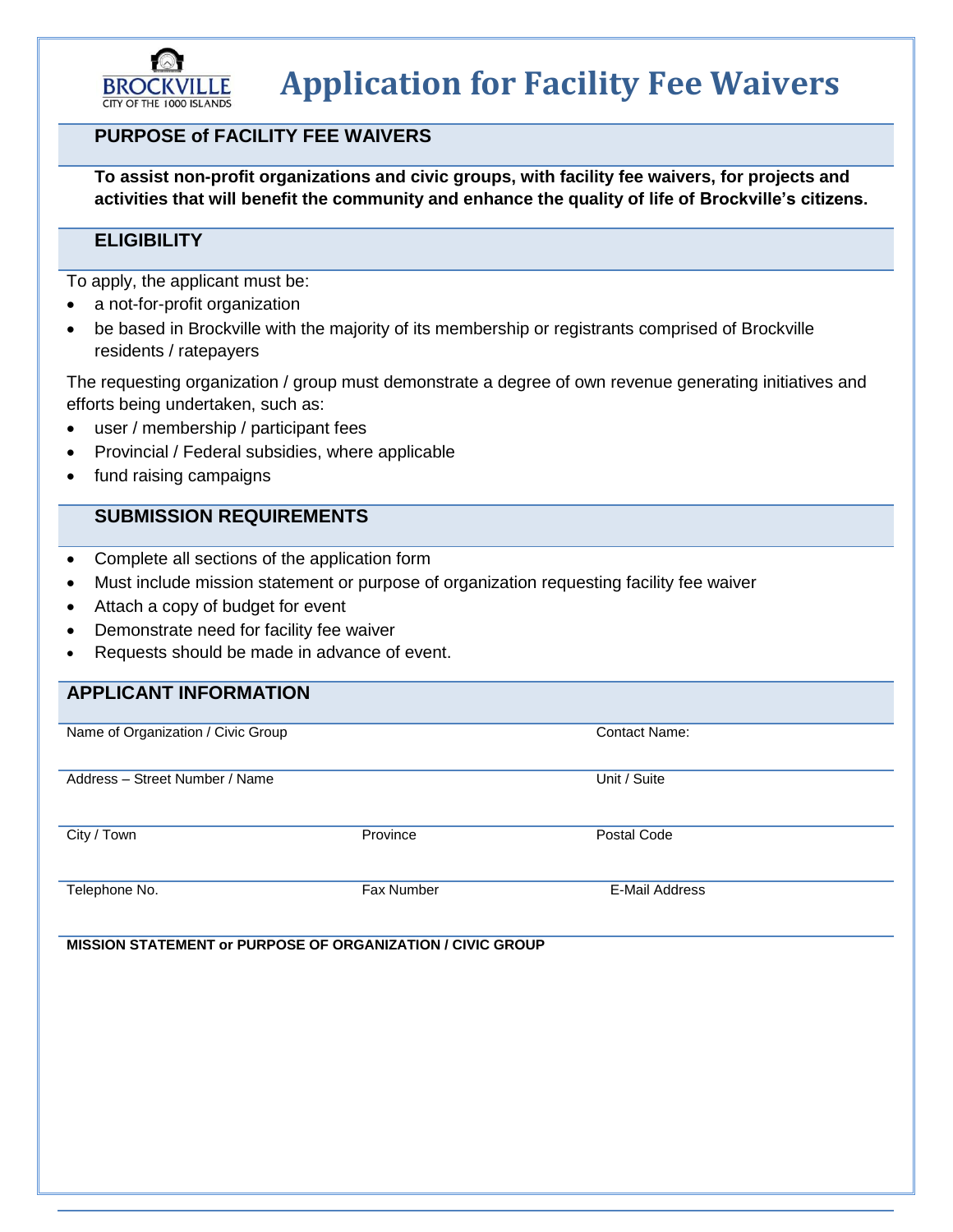BROCKVILLE
CITY OF THE 1000 ISLANDS

# Application for Facility Fee Waivers

## PURPOSE of FACILITY FEE WAIVERS

**To assist non-profit organizations and civic groups, with facility fee waivers, for projects and activities that will benefit the community and enhance the quality of life of Brockville's citizens.**

## ELIGIBILITY

To apply, the applicant must be:

- a not-for-profit organization
- be based in Brockville with the majority of its membership or registrants comprised of Brockville residents / ratepayers

The requesting organization / group must demonstrate a degree of own revenue generating initiatives and efforts being undertaken, such as:

- user / membership / participant fees
- Provincial / Federal subsidies, where applicable
- fund raising campaigns

## SUBMISSION REQUIREMENTS

- Complete all sections of the application form
- Must include mission statement or purpose of organization requesting facility fee waiver
- Attach a copy of budget for event
- Demonstrate need for facility fee waiver
- Requests should be made in advance of event.

## APPLICANT INFORMATION

| Name of Organization / Civic Group | | Contact Name: |
|---|---|---|
| Address – Street Number / Name | | Unit / Suite |
| City / Town | Province | Postal Code |
| Telephone No. | Fax Number | E-Mail Address |

**MISSION STATEMENT or PURPOSE OF ORGANIZATION / CIVIC GROUP**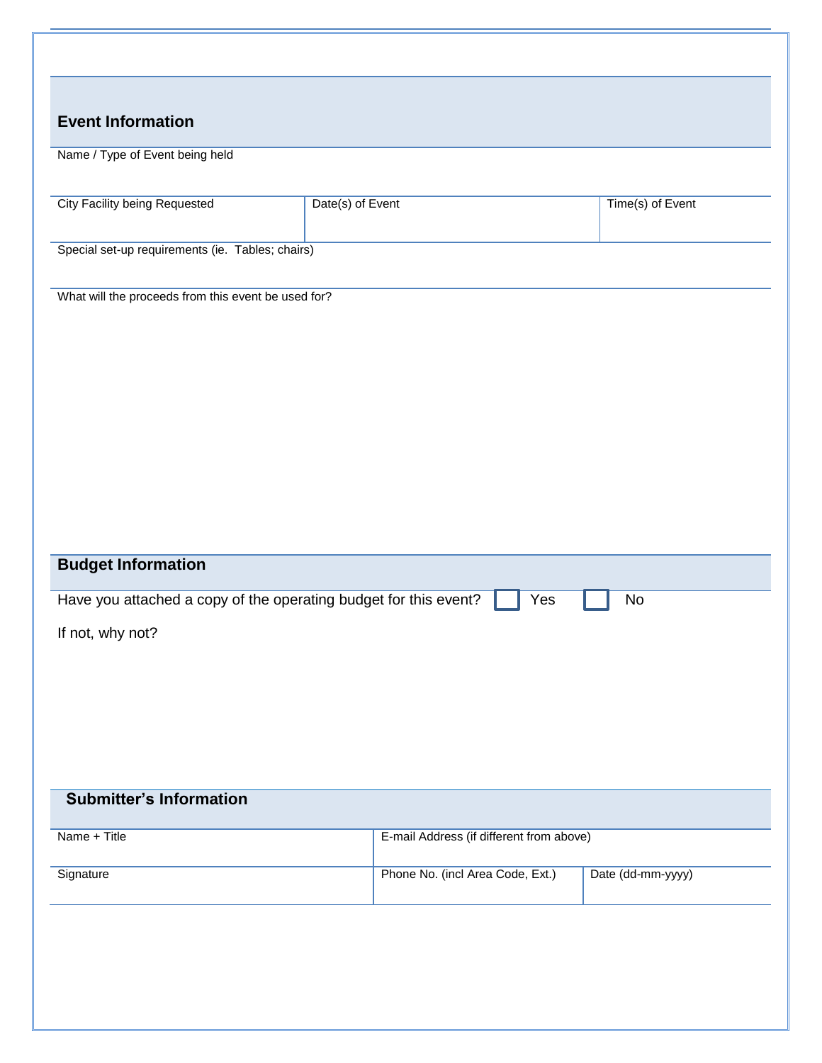## Event Information

Name / Type of Event being held

| City Facility being Requested | Date(s) of Event | Time(s) of Event |
|---|---|---|
| | | |

Special set-up requirements (ie. Tables; chairs)

What will the proceeds from this event be used for?

## Budget Information

Have you attached a copy of the operating budget for this event? ☐ Yes ☐ No

If not, why not?

## Submitter's Information

| Name + Title | E-mail Address (if different from above) | |
|---|---|---|
| Signature | Phone No. (incl Area Code, Ext.) | Date (dd-mm-yyyy) |